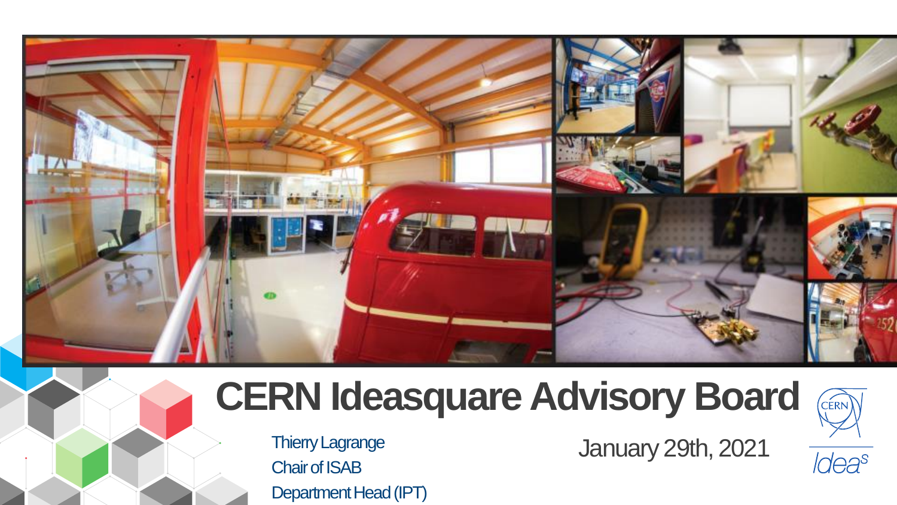# CERN Ideasquare Advisory Board

Thierry Lagrange
Chair of ISAB
Department Head (IPT)

January 29th, 2021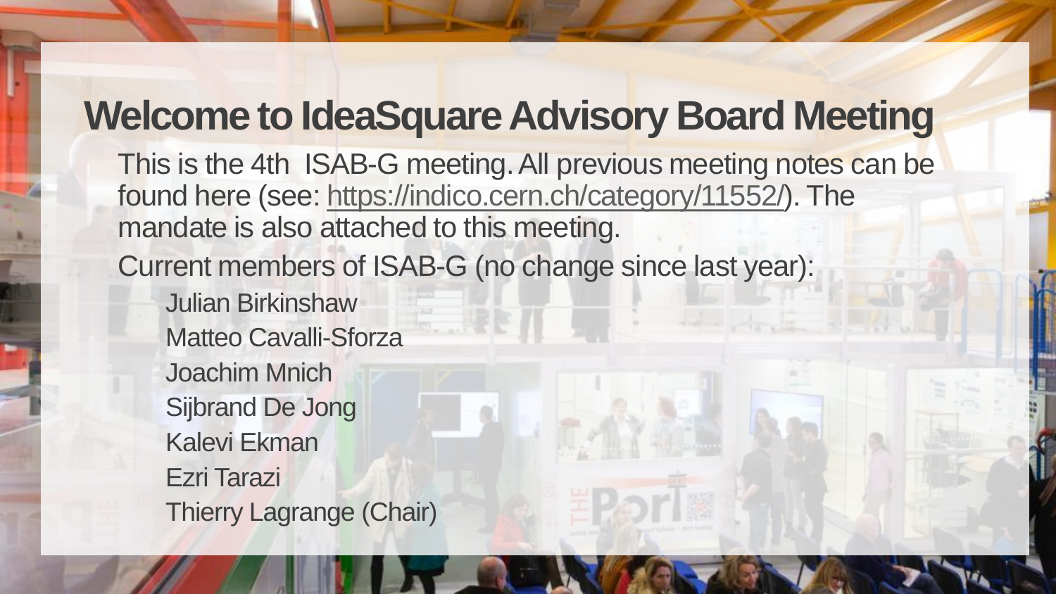# Welcome to IdeaSquare Advisory Board Meeting

- This is the 4th ISAB-G meeting. All previous meeting notes can be found here (see: https://indico.cern.ch/category/11552/). The mandate is also attached to this meeting.
- Current members of ISAB-G (no change since last year):
  - Julian Birkinshaw
  - Matteo Cavalli-Sforza
  - Joachim Mnich
  - Sijbrand De Jong
  - Kalevi Ekman
  - Ezri Tarazi
  - Thierry Lagrange (Chair)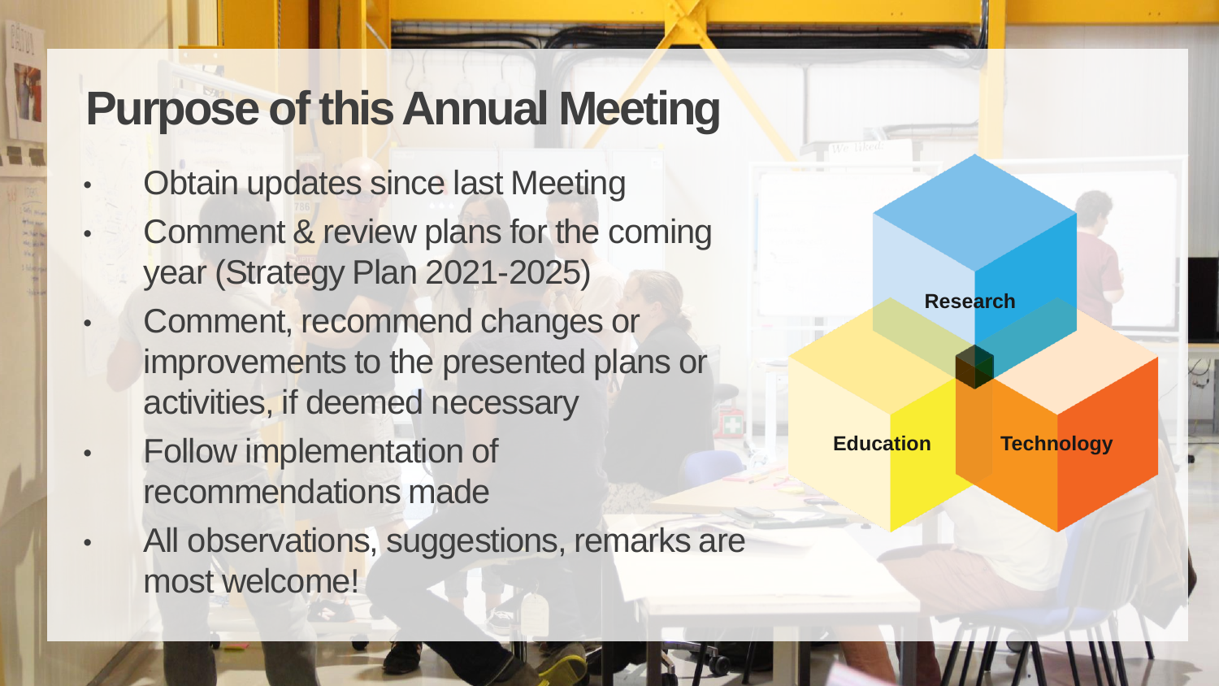# Purpose of this Annual Meeting

- Obtain updates since last Meeting
- Comment & review plans for the coming year (Strategy Plan 2021-2025)
- Comment, recommend changes or improvements to the presented plans or activities, if deemed necessary
- Follow implementation of recommendations made
- All observations, suggestions, remarks are most welcome!

Research

Education

Technology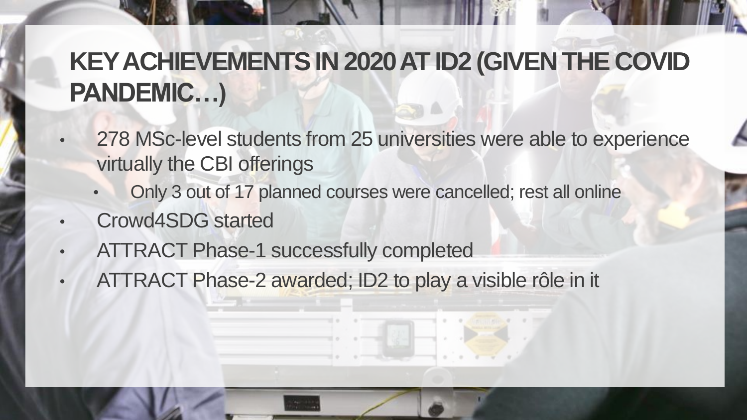# KEY ACHIEVEMENTS IN 2020 AT ID2 (GIVEN THE COVID PANDEMIC…)

- 278 MSc-level students from 25 universities were able to experience virtually the CBI offerings
  - Only 3 out of 17 planned courses were cancelled; rest all online
- Crowd4SDG started
- ATTRACT Phase-1 successfully completed
- ATTRACT Phase-2 awarded; ID2 to play a visible rôle in it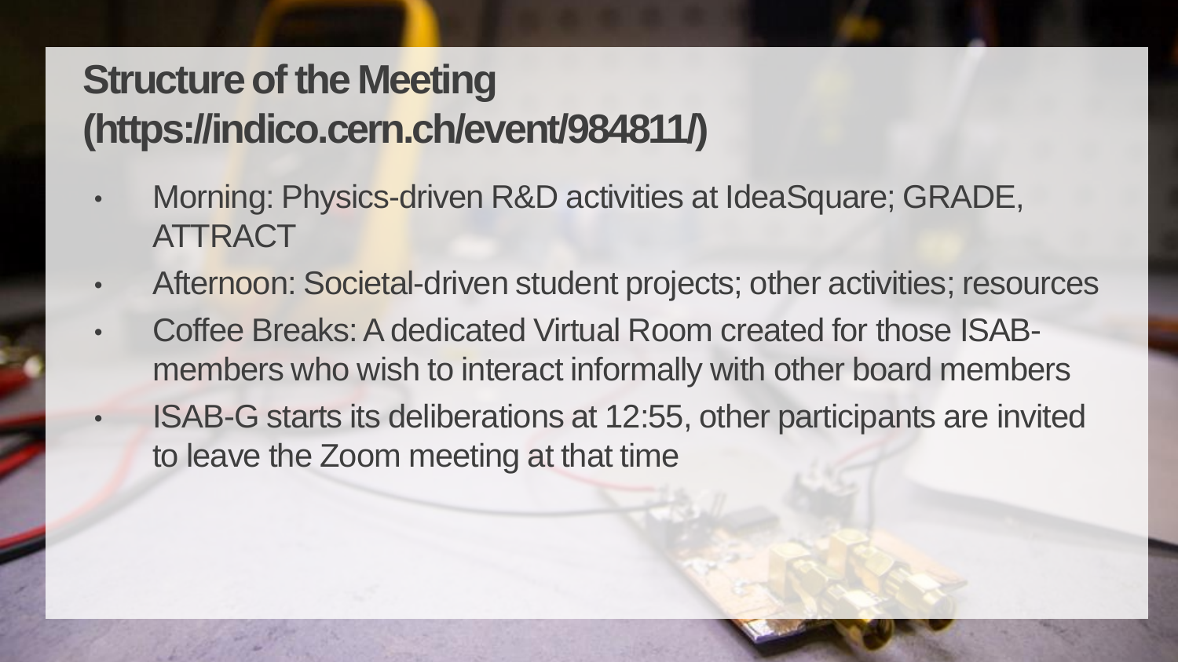# Structure of the Meeting (https://indico.cern.ch/event/984811/)

- Morning: Physics-driven R&D activities at IdeaSquare; GRADE, ATTRACT
- Afternoon: Societal-driven student projects; other activities; resources
- Coffee Breaks: A dedicated Virtual Room created for those ISAB-members who wish to interact informally with other board members
- ISAB-G starts its deliberations at 12:55, other participants are invited to leave the Zoom meeting at that time